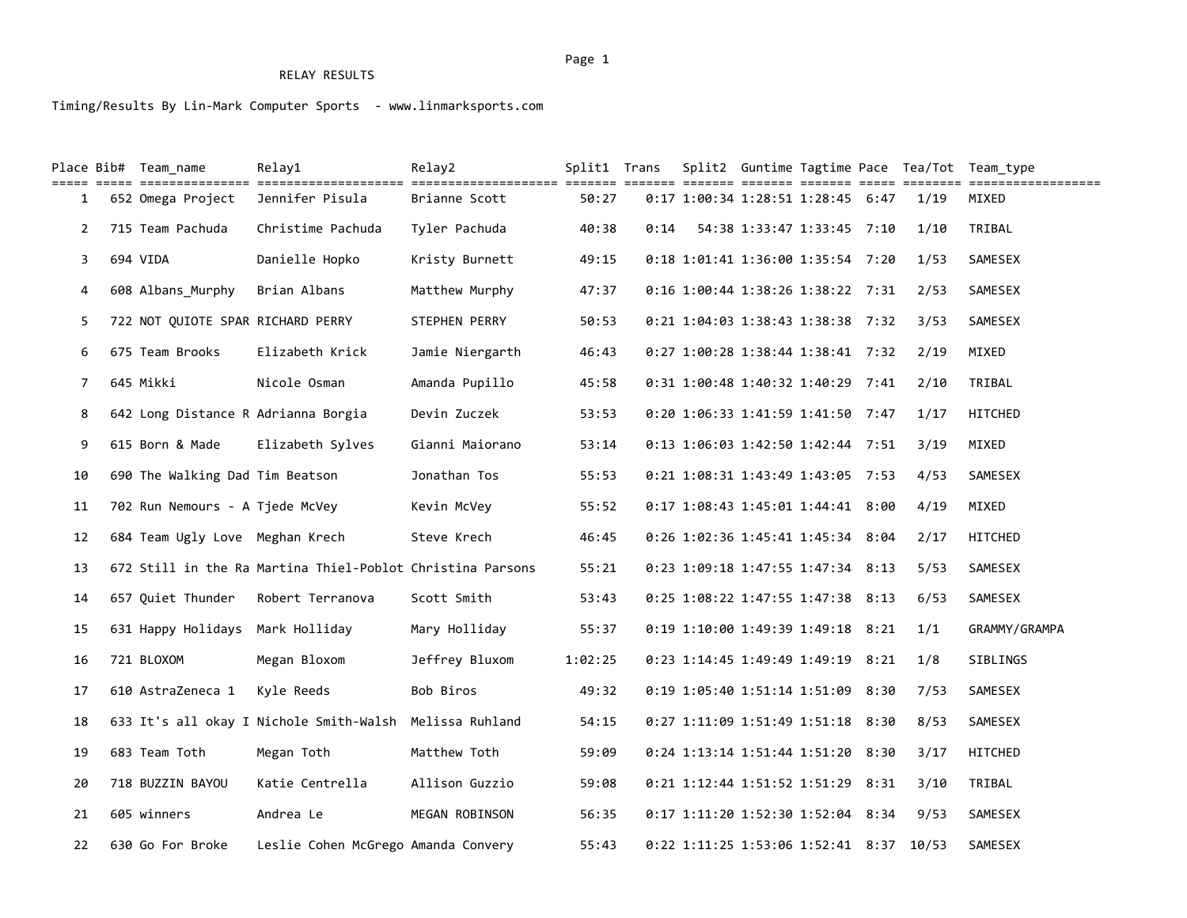RELAY RESULTS

Timing/Results By Lin-Mark Computer Sports - www.linmarksports.com

| Place | Bib# | Team_name | Relay1 | Relay2 | Split1 | Trans | Split2 | Guntime | Tagtime | Pace | Tea/Tot | Team_type |
|---|---|---|---|---|---|---|---|---|---|---|---|---|
| 1 | 652 | Omega Project | Jennifer Pisula | Brianne Scott | 50:27 | 0:17 | 1:00:34 | 1:28:51 | 1:28:45 | 6:47 | 1/19 | MIXED |
| 2 | 715 | Team Pachuda | Christime Pachuda | Tyler Pachuda | 40:38 | 0:14 | 54:38 | 1:33:47 | 1:33:45 | 7:10 | 1/10 | TRIBAL |
| 3 | 694 | VIDA | Danielle Hopko | Kristy Burnett | 49:15 | 0:18 | 1:01:41 | 1:36:00 | 1:35:54 | 7:20 | 1/53 | SAMESEX |
| 4 | 608 | Albans_Murphy | Brian Albans | Matthew Murphy | 47:37 | 0:16 | 1:00:44 | 1:38:26 | 1:38:22 | 7:31 | 2/53 | SAMESEX |
| 5 | 722 | NOT QUIOTE SPAR | RICHARD PERRY | STEPHEN PERRY | 50:53 | 0:21 | 1:04:03 | 1:38:43 | 1:38:38 | 7:32 | 3/53 | SAMESEX |
| 6 | 675 | Team Brooks | Elizabeth Krick | Jamie Niergarth | 46:43 | 0:27 | 1:00:28 | 1:38:44 | 1:38:41 | 7:32 | 2/19 | MIXED |
| 7 | 645 | Mikki | Nicole Osman | Amanda Pupillo | 45:58 | 0:31 | 1:00:48 | 1:40:32 | 1:40:29 | 7:41 | 2/10 | TRIBAL |
| 8 | 642 | Long Distance R | Adrianna Borgia | Devin Zuczek | 53:53 | 0:20 | 1:06:33 | 1:41:59 | 1:41:50 | 7:47 | 1/17 | HITCHED |
| 9 | 615 | Born & Made | Elizabeth Sylves | Gianni Maiorano | 53:14 | 0:13 | 1:06:03 | 1:42:50 | 1:42:44 | 7:51 | 3/19 | MIXED |
| 10 | 690 | The Walking Dad | Tim Beatson | Jonathan Tos | 55:53 | 0:21 | 1:08:31 | 1:43:49 | 1:43:05 | 7:53 | 4/53 | SAMESEX |
| 11 | 702 | Run Nemours - A | Tjede McVey | Kevin McVey | 55:52 | 0:17 | 1:08:43 | 1:45:01 | 1:44:41 | 8:00 | 4/19 | MIXED |
| 12 | 684 | Team Ugly Love | Meghan Krech | Steve Krech | 46:45 | 0:26 | 1:02:36 | 1:45:41 | 1:45:34 | 8:04 | 2/17 | HITCHED |
| 13 | 672 | Still in the Ra | Martina Thiel-Poblot | Christina Parsons | 55:21 | 0:23 | 1:09:18 | 1:47:55 | 1:47:34 | 8:13 | 5/53 | SAMESEX |
| 14 | 657 | Quiet Thunder | Robert Terranova | Scott Smith | 53:43 | 0:25 | 1:08:22 | 1:47:55 | 1:47:38 | 8:13 | 6/53 | SAMESEX |
| 15 | 631 | Happy Holidays | Mark Holliday | Mary Holliday | 55:37 | 0:19 | 1:10:00 | 1:49:39 | 1:49:18 | 8:21 | 1/1 | GRAMMY/GRAMPA |
| 16 | 721 | BLOXOM | Megan Bloxom | Jeffrey Bluxom | 1:02:25 | 0:23 | 1:14:45 | 1:49:49 | 1:49:19 | 8:21 | 1/8 | SIBLINGS |
| 17 | 610 | AstraZeneca 1 | Kyle Reeds | Bob Biros | 49:32 | 0:19 | 1:05:40 | 1:51:14 | 1:51:09 | 8:30 | 7/53 | SAMESEX |
| 18 | 633 | It's all okay I | Nichole Smith-Walsh | Melissa Ruhland | 54:15 | 0:27 | 1:11:09 | 1:51:49 | 1:51:18 | 8:30 | 8/53 | SAMESEX |
| 19 | 683 | Team Toth | Megan Toth | Matthew Toth | 59:09 | 0:24 | 1:13:14 | 1:51:44 | 1:51:20 | 8:30 | 3/17 | HITCHED |
| 20 | 718 | BUZZIN BAYOU | Katie Centrella | Allison Guzzio | 59:08 | 0:21 | 1:12:44 | 1:51:52 | 1:51:29 | 8:31 | 3/10 | TRIBAL |
| 21 | 605 | winners | Andrea Le | MEGAN ROBINSON | 56:35 | 0:17 | 1:11:20 | 1:52:30 | 1:52:04 | 8:34 | 9/53 | SAMESEX |
| 22 | 630 | Go For Broke | Leslie Cohen McGrego | Amanda Convery | 55:43 | 0:22 | 1:11:25 | 1:53:06 | 1:52:41 | 8:37 | 10/53 | SAMESEX |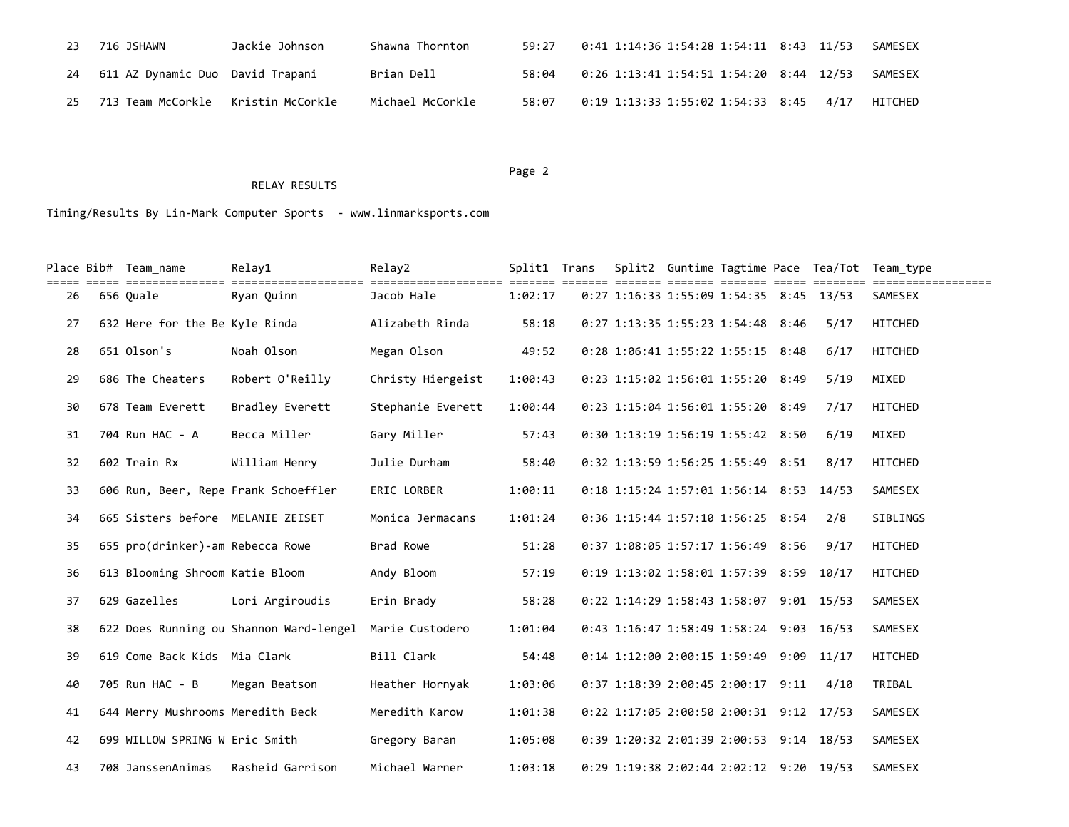| Place | Bib# | Team_name | Relay1 | Relay2 | Split1 | Trans | Split2 | Guntime | Tagtime | Pace | Tea/Tot | Team_type |
|---|---|---|---|---|---|---|---|---|---|---|---|---|
| 23 | 716 | JSHAWN | Jackie Johnson | Shawna Thornton | 59:27 | 0:41 | 1:14:36 | 1:54:28 | 1:54:11 | 8:43 | 11/53 | SAMESEX |
| 24 | 611 | AZ Dynamic Duo | David Trapani | Brian Dell | 58:04 | 0:26 | 1:13:41 | 1:54:51 | 1:54:20 | 8:44 | 12/53 | SAMESEX |
| 25 | 713 | Team McCorkle | Kristin McCorkle | Michael McCorkle | 58:07 | 0:19 | 1:13:33 | 1:55:02 | 1:54:33 | 8:45 | 4/17 | HITCHED |

RELAY RESULTS

Timing/Results By Lin-Mark Computer Sports - www.linmarksports.com

| Place | Bib# | Team_name | Relay1 | Relay2 | Split1 | Trans | Split2 | Guntime | Tagtime | Pace | Tea/Tot | Team_type |
|---|---|---|---|---|---|---|---|---|---|---|---|---|
| 26 | 656 | Quale | Ryan Quinn | Jacob Hale | 1:02:17 | 0:27 | 1:16:33 | 1:55:09 | 1:54:35 | 8:45 | 13/53 | SAMESEX |
| 27 | 632 | Here for the Be | Kyle Rinda | Alizabeth Rinda | 58:18 | 0:27 | 1:13:35 | 1:55:23 | 1:54:48 | 8:46 | 5/17 | HITCHED |
| 28 | 651 | Olson's | Noah Olson | Megan Olson | 49:52 | 0:28 | 1:06:41 | 1:55:22 | 1:55:15 | 8:48 | 6/17 | HITCHED |
| 29 | 686 | The Cheaters | Robert O'Reilly | Christy Hiergeist | 1:00:43 | 0:23 | 1:15:02 | 1:56:01 | 1:55:20 | 8:49 | 5/19 | MIXED |
| 30 | 678 | Team Everett | Bradley Everett | Stephanie Everett | 1:00:44 | 0:23 | 1:15:04 | 1:56:01 | 1:55:20 | 8:49 | 7/17 | HITCHED |
| 31 | 704 | Run HAC - A | Becca Miller | Gary Miller | 57:43 | 0:30 | 1:13:19 | 1:56:19 | 1:55:42 | 8:50 | 6/19 | MIXED |
| 32 | 602 | Train Rx | William Henry | Julie Durham | 58:40 | 0:32 | 1:13:59 | 1:56:25 | 1:55:49 | 8:51 | 8/17 | HITCHED |
| 33 | 606 | Run, Beer, Repe | Frank Schoeffler | ERIC LORBER | 1:00:11 | 0:18 | 1:15:24 | 1:57:01 | 1:56:14 | 8:53 | 14/53 | SAMESEX |
| 34 | 665 | Sisters before | MELANIE ZEISET | Monica Jermacans | 1:01:24 | 0:36 | 1:15:44 | 1:57:10 | 1:56:25 | 8:54 | 2/8 | SIBLINGS |
| 35 | 655 | pro(drinker)-am | Rebecca Rowe | Brad Rowe | 51:28 | 0:37 | 1:08:05 | 1:57:17 | 1:56:49 | 8:56 | 9/17 | HITCHED |
| 36 | 613 | Blooming Shroom | Katie Bloom | Andy Bloom | 57:19 | 0:19 | 1:13:02 | 1:58:01 | 1:57:39 | 8:59 | 10/17 | HITCHED |
| 37 | 629 | Gazelles | Lori Argiroudis | Erin Brady | 58:28 | 0:22 | 1:14:29 | 1:58:43 | 1:58:07 | 9:01 | 15/53 | SAMESEX |
| 38 | 622 | Does Running ou | Shannon Ward-lengel | Marie Custodero | 1:01:04 | 0:43 | 1:16:47 | 1:58:49 | 1:58:24 | 9:03 | 16/53 | SAMESEX |
| 39 | 619 | Come Back Kids | Mia Clark | Bill Clark | 54:48 | 0:14 | 1:12:00 | 2:00:15 | 1:59:49 | 9:09 | 11/17 | HITCHED |
| 40 | 705 | Run HAC - B | Megan Beatson | Heather Hornyak | 1:03:06 | 0:37 | 1:18:39 | 2:00:45 | 2:00:17 | 9:11 | 4/10 | TRIBAL |
| 41 | 644 | Merry Mushrooms | Meredith Beck | Meredith Karow | 1:01:38 | 0:22 | 1:17:05 | 2:00:50 | 2:00:31 | 9:12 | 17/53 | SAMESEX |
| 42 | 699 | WILLOW SPRING W | Eric Smith | Gregory Baran | 1:05:08 | 0:39 | 1:20:32 | 2:01:39 | 2:00:53 | 9:14 | 18/53 | SAMESEX |
| 43 | 708 | JanssenAnimas | Rasheid Garrison | Michael Warner | 1:03:18 | 0:29 | 1:19:38 | 2:02:44 | 2:02:12 | 9:20 | 19/53 | SAMESEX |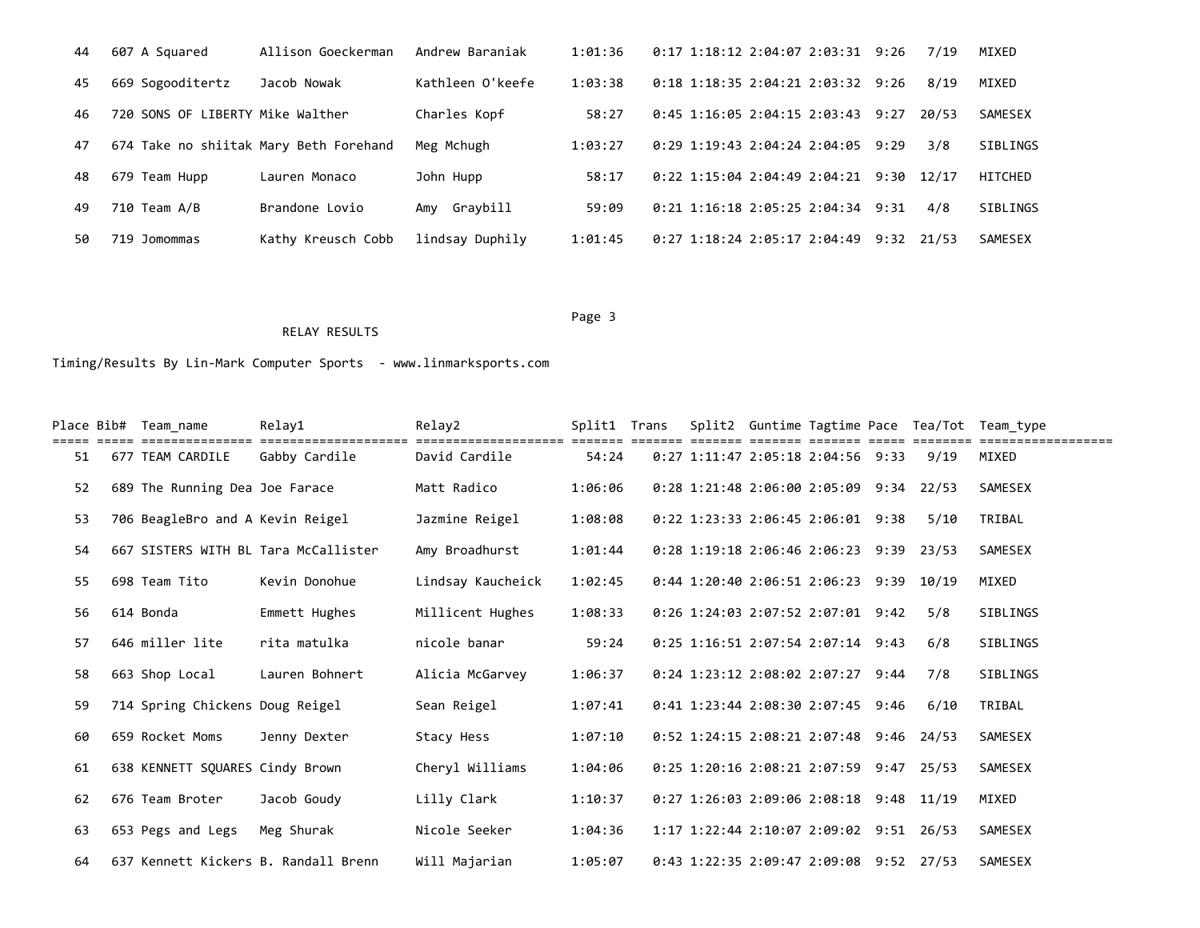| Place | Bib# | Team_name | Relay1 | Relay2 | Split1 | Trans | Split2 | Guntime | Tagtime | Pace | Tea/Tot | Team_type |
|---|---|---|---|---|---|---|---|---|---|---|---|---|
| 44 | 607 | A Squared | Allison Goeckerman | Andrew Baraniak | 1:01:36 | 0:17 | 1:18:12 | 2:04:07 | 2:03:31 | 9:26 | 7/19 | MIXED |
| 45 | 669 | Sogooditertz | Jacob Nowak | Kathleen O'keefe | 1:03:38 | 0:18 | 1:18:35 | 2:04:21 | 2:03:32 | 9:26 | 8/19 | MIXED |
| 46 | 720 | SONS OF LIBERTY | Mike Walther | Charles Kopf | 58:27 | 0:45 | 1:16:05 | 2:04:15 | 2:03:43 | 9:27 | 20/53 | SAMESEX |
| 47 | 674 | Take no shiitak | Mary Beth Forehand | Meg Mchugh | 1:03:27 | 0:29 | 1:19:43 | 2:04:24 | 2:04:05 | 9:29 | 3/8 | SIBLINGS |
| 48 | 679 | Team Hupp | Lauren Monaco | John Hupp | 58:17 | 0:22 | 1:15:04 | 2:04:49 | 2:04:21 | 9:30 | 12/17 | HITCHED |
| 49 | 710 | Team A/B | Brandone Lovio | Amy Graybill | 59:09 | 0:21 | 1:16:18 | 2:05:25 | 2:04:34 | 9:31 | 4/8 | SIBLINGS |
| 50 | 719 | Jomommas | Kathy Kreusch Cobb | lindsay Duphily | 1:01:45 | 0:27 | 1:18:24 | 2:05:17 | 2:04:49 | 9:32 | 21/53 | SAMESEX |

RELAY RESULTS

Timing/Results By Lin-Mark Computer Sports - www.linmarksports.com

| Place | Bib# | Team_name | Relay1 | Relay2 | Split1 | Trans | Split2 | Guntime | Tagtime | Pace | Tea/Tot | Team_type |
|---|---|---|---|---|---|---|---|---|---|---|---|---|
| 51 | 677 | TEAM CARDILE | Gabby Cardile | David Cardile | 54:24 | 0:27 | 1:11:47 | 2:05:18 | 2:04:56 | 9:33 | 9/19 | MIXED |
| 52 | 689 | The Running Dea | Joe Farace | Matt Radico | 1:06:06 | 0:28 | 1:21:48 | 2:06:00 | 2:05:09 | 9:34 | 22/53 | SAMESEX |
| 53 | 706 | BeagleBro and A | Kevin Reigel | Jazmine Reigel | 1:08:08 | 0:22 | 1:23:33 | 2:06:45 | 2:06:01 | 9:38 | 5/10 | TRIBAL |
| 54 | 667 | SISTERS WITH BL | Tara McCallister | Amy Broadhurst | 1:01:44 | 0:28 | 1:19:18 | 2:06:46 | 2:06:23 | 9:39 | 23/53 | SAMESEX |
| 55 | 698 | Team Tito | Kevin Donohue | Lindsay Kaucheick | 1:02:45 | 0:44 | 1:20:40 | 2:06:51 | 2:06:23 | 9:39 | 10/19 | MIXED |
| 56 | 614 | Bonda | Emmett Hughes | Millicent Hughes | 1:08:33 | 0:26 | 1:24:03 | 2:07:52 | 2:07:01 | 9:42 | 5/8 | SIBLINGS |
| 57 | 646 | miller lite | rita matulka | nicole banar | 59:24 | 0:25 | 1:16:51 | 2:07:54 | 2:07:14 | 9:43 | 6/8 | SIBLINGS |
| 58 | 663 | Shop Local | Lauren Bohnert | Alicia McGarvey | 1:06:37 | 0:24 | 1:23:12 | 2:08:02 | 2:07:27 | 9:44 | 7/8 | SIBLINGS |
| 59 | 714 | Spring Chickens | Doug Reigel | Sean Reigel | 1:07:41 | 0:41 | 1:23:44 | 2:08:30 | 2:07:45 | 9:46 | 6/10 | TRIBAL |
| 60 | 659 | Rocket Moms | Jenny Dexter | Stacy Hess | 1:07:10 | 0:52 | 1:24:15 | 2:08:21 | 2:07:48 | 9:46 | 24/53 | SAMESEX |
| 61 | 638 | KENNETT SQUARES | Cindy Brown | Cheryl Williams | 1:04:06 | 0:25 | 1:20:16 | 2:08:21 | 2:07:59 | 9:47 | 25/53 | SAMESEX |
| 62 | 676 | Team Broter | Jacob Goudy | Lilly Clark | 1:10:37 | 0:27 | 1:26:03 | 2:09:06 | 2:08:18 | 9:48 | 11/19 | MIXED |
| 63 | 653 | Pegs and Legs | Meg Shurak | Nicole Seeker | 1:04:36 | 1:17 | 1:22:44 | 2:10:07 | 2:09:02 | 9:51 | 26/53 | SAMESEX |
| 64 | 637 | Kennett Kickers | B. Randall Brenn | Will Majarian | 1:05:07 | 0:43 | 1:22:35 | 2:09:47 | 2:09:08 | 9:52 | 27/53 | SAMESEX |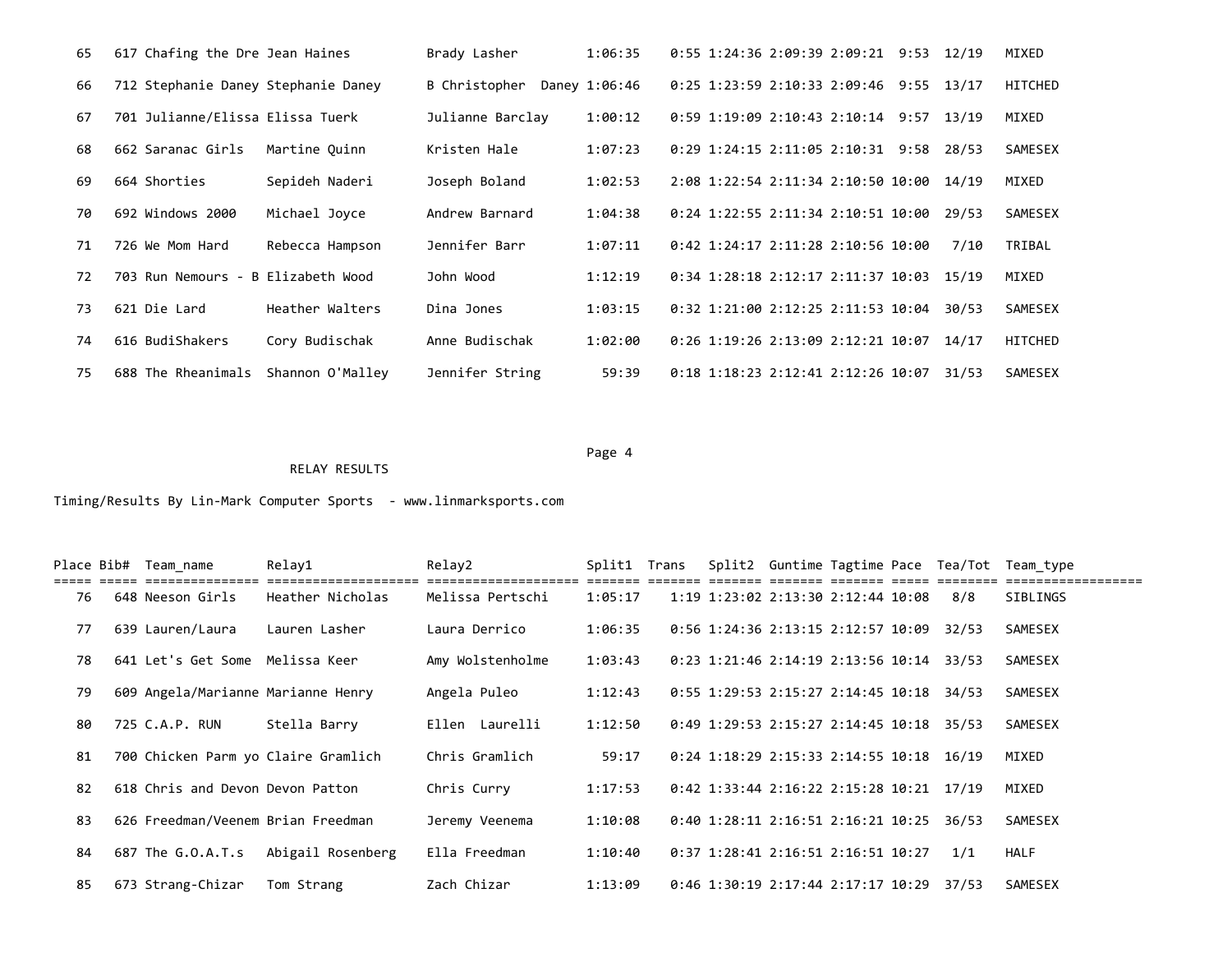| Place | Bib# | Team_name | Relay1 | Relay2 | Split1 | Trans | Split2 | Guntime | Tagtime | Pace | Tea/Tot | Team_type |
|---|---|---|---|---|---|---|---|---|---|---|---|---|
| 65 | 617 | Chafing the Dre | Jean Haines | Brady Lasher | 1:06:35 | 0:55 | 1:24:36 | 2:09:39 | 2:09:21 | 9:53 | 12/19 | MIXED |
| 66 | 712 | Stephanie Daney | Stephanie Daney | B Christopher Daney | 1:06:46 | 0:25 | 1:23:59 | 2:10:33 | 2:09:46 | 9:55 | 13/17 | HITCHED |
| 67 | 701 | Julianne/Elissa | Elissa Tuerk | Julianne Barclay | 1:00:12 | 0:59 | 1:19:09 | 2:10:43 | 2:10:14 | 9:57 | 13/19 | MIXED |
| 68 | 662 | Saranac Girls | Martine Quinn | Kristen Hale | 1:07:23 | 0:29 | 1:24:15 | 2:11:05 | 2:10:31 | 9:58 | 28/53 | SAMESEX |
| 69 | 664 | Shorties | Sepideh Naderi | Joseph Boland | 1:02:53 | 2:08 | 1:22:54 | 2:11:34 | 2:10:50 | 10:00 | 14/19 | MIXED |
| 70 | 692 | Windows 2000 | Michael Joyce | Andrew Barnard | 1:04:38 | 0:24 | 1:22:55 | 2:11:34 | 2:10:51 | 10:00 | 29/53 | SAMESEX |
| 71 | 726 | We Mom Hard | Rebecca Hampson | Jennifer Barr | 1:07:11 | 0:42 | 1:24:17 | 2:11:28 | 2:10:56 | 10:00 | 7/10 | TRIBAL |
| 72 | 703 | Run Nemours - B | Elizabeth Wood | John Wood | 1:12:19 | 0:34 | 1:28:18 | 2:12:17 | 2:11:37 | 10:03 | 15/19 | MIXED |
| 73 | 621 | Die Lard | Heather Walters | Dina Jones | 1:03:15 | 0:32 | 1:21:00 | 2:12:25 | 2:11:53 | 10:04 | 30/53 | SAMESEX |
| 74 | 616 | BudiShakers | Cory Budischak | Anne Budischak | 1:02:00 | 0:26 | 1:19:26 | 2:13:09 | 2:12:21 | 10:07 | 14/17 | HITCHED |
| 75 | 688 | The Rheanimals | Shannon O'Malley | Jennifer String | 59:39 | 0:18 | 1:18:23 | 2:12:41 | 2:12:26 | 10:07 | 31/53 | SAMESEX |

RELAY RESULTS

Timing/Results By Lin-Mark Computer Sports - www.linmarksports.com

| Place | Bib# | Team_name | Relay1 | Relay2 | Split1 | Trans | Split2 | Guntime | Tagtime | Pace | Tea/Tot | Team_type |
|---|---|---|---|---|---|---|---|---|---|---|---|---|
| 76 | 648 | Neeson Girls | Heather Nicholas | Melissa Pertschi | 1:05:17 | 1:19 | 1:23:02 | 2:13:30 | 2:12:44 | 10:08 | 8/8 | SIBLINGS |
| 77 | 639 | Lauren/Laura | Lauren Lasher | Laura Derrico | 1:06:35 | 0:56 | 1:24:36 | 2:13:15 | 2:12:57 | 10:09 | 32/53 | SAMESEX |
| 78 | 641 | Let's Get Some | Melissa Keer | Amy Wolstenholme | 1:03:43 | 0:23 | 1:21:46 | 2:14:19 | 2:13:56 | 10:14 | 33/53 | SAMESEX |
| 79 | 609 | Angela/Marianne | Marianne Henry | Angela Puleo | 1:12:43 | 0:55 | 1:29:53 | 2:15:27 | 2:14:45 | 10:18 | 34/53 | SAMESEX |
| 80 | 725 | C.A.P. RUN | Stella Barry | Ellen Laurelli | 1:12:50 | 0:49 | 1:29:53 | 2:15:27 | 2:14:45 | 10:18 | 35/53 | SAMESEX |
| 81 | 700 | Chicken Parm yo | Claire Gramlich | Chris Gramlich | 59:17 | 0:24 | 1:18:29 | 2:15:33 | 2:14:55 | 10:18 | 16/19 | MIXED |
| 82 | 618 | Chris and Devon | Devon Patton | Chris Curry | 1:17:53 | 0:42 | 1:33:44 | 2:16:22 | 2:15:28 | 10:21 | 17/19 | MIXED |
| 83 | 626 | Freedman/Veenem | Brian Freedman | Jeremy Veenema | 1:10:08 | 0:40 | 1:28:11 | 2:16:51 | 2:16:21 | 10:25 | 36/53 | SAMESEX |
| 84 | 687 | The G.O.A.T.s | Abigail Rosenberg | Ella Freedman | 1:10:40 | 0:37 | 1:28:41 | 2:16:51 | 2:16:51 | 10:27 | 1/1 | HALF |
| 85 | 673 | Strang-Chizar | Tom Strang | Zach Chizar | 1:13:09 | 0:46 | 1:30:19 | 2:17:44 | 2:17:17 | 10:29 | 37/53 | SAMESEX |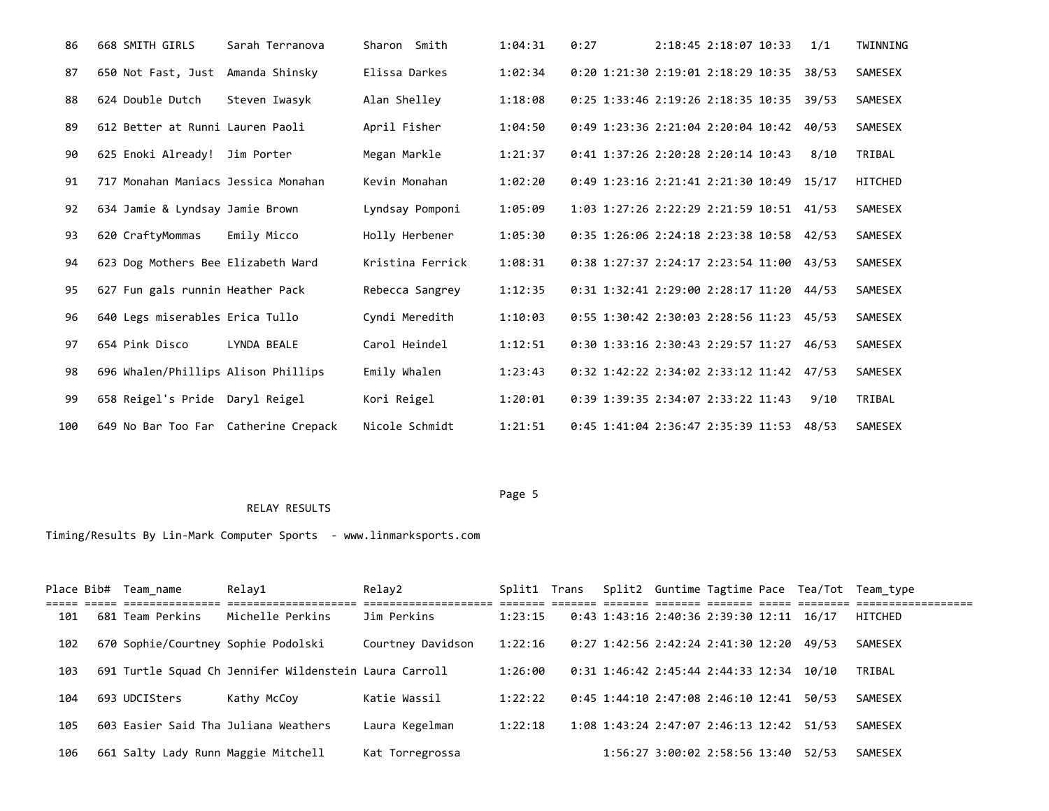| Place | Bib# | Team_name | Relay1 | Relay2 | Split1 | Trans | Split2 | Guntime | Tagtime | Pace | Tea/Tot | Team_type |
|---|---|---|---|---|---|---|---|---|---|---|---|---|
| 86 | 668 | SMITH GIRLS | Sarah Terranova | Sharon Smith | 1:04:31 | 0:27 | | 2:18:45 | 2:18:07 | 10:33 | 1/1 | TWINNING |
| 87 | 650 | Not Fast, Just | Amanda Shinsky | Elissa Darkes | 1:02:34 | 0:20 | 1:21:30 | 2:19:01 | 2:18:29 | 10:35 | 38/53 | SAMESEX |
| 88 | 624 | Double Dutch | Steven Iwasyk | Alan Shelley | 1:18:08 | 0:25 | 1:33:46 | 2:19:26 | 2:18:35 | 10:35 | 39/53 | SAMESEX |
| 89 | 612 | Better at Runni | Lauren Paoli | April Fisher | 1:04:50 | 0:49 | 1:23:36 | 2:21:04 | 2:20:04 | 10:42 | 40/53 | SAMESEX |
| 90 | 625 | Enoki Already! | Jim Porter | Megan Markle | 1:21:37 | 0:41 | 1:37:26 | 2:20:28 | 2:20:14 | 10:43 | 8/10 | TRIBAL |
| 91 | 717 | Monahan Maniacs | Jessica Monahan | Kevin Monahan | 1:02:20 | 0:49 | 1:23:16 | 2:21:41 | 2:21:30 | 10:49 | 15/17 | HITCHED |
| 92 | 634 | Jamie & Lyndsay | Jamie Brown | Lyndsay Pomponi | 1:05:09 | 1:03 | 1:27:26 | 2:22:29 | 2:21:59 | 10:51 | 41/53 | SAMESEX |
| 93 | 620 | CraftyMommas | Emily Micco | Holly Herbener | 1:05:30 | 0:35 | 1:26:06 | 2:24:18 | 2:23:38 | 10:58 | 42/53 | SAMESEX |
| 94 | 623 | Dog Mothers Bee | Elizabeth Ward | Kristina Ferrick | 1:08:31 | 0:38 | 1:27:37 | 2:24:17 | 2:23:54 | 11:00 | 43/53 | SAMESEX |
| 95 | 627 | Fun gals runnin | Heather Pack | Rebecca Sangrey | 1:12:35 | 0:31 | 1:32:41 | 2:29:00 | 2:28:17 | 11:20 | 44/53 | SAMESEX |
| 96 | 640 | Legs miserables | Erica Tullo | Cyndi Meredith | 1:10:03 | 0:55 | 1:30:42 | 2:30:03 | 2:28:56 | 11:23 | 45/53 | SAMESEX |
| 97 | 654 | Pink Disco | LYNDA BEALE | Carol Heindel | 1:12:51 | 0:30 | 1:33:16 | 2:30:43 | 2:29:57 | 11:27 | 46/53 | SAMESEX |
| 98 | 696 | Whalen/Phillips | Alison Phillips | Emily Whalen | 1:23:43 | 0:32 | 1:42:22 | 2:34:02 | 2:33:12 | 11:42 | 47/53 | SAMESEX |
| 99 | 658 | Reigel's Pride | Daryl Reigel | Kori Reigel | 1:20:01 | 0:39 | 1:39:35 | 2:34:07 | 2:33:22 | 11:43 | 9/10 | TRIBAL |
| 100 | 649 | No Bar Too Far | Catherine Crepack | Nicole Schmidt | 1:21:51 | 0:45 | 1:41:04 | 2:36:47 | 2:35:39 | 11:53 | 48/53 | SAMESEX |

RELAY RESULTS

Timing/Results By Lin-Mark Computer Sports - www.linmarksports.com

| Place | Bib# | Team_name | Relay1 | Relay2 | Split1 | Trans | Split2 | Guntime | Tagtime | Pace | Tea/Tot | Team_type |
|---|---|---|---|---|---|---|---|---|---|---|---|---|
| 101 | 681 | Team Perkins | Michelle Perkins | Jim Perkins | 1:23:15 | 0:43 | 1:43:16 | 2:40:36 | 2:39:30 | 12:11 | 16/17 | HITCHED |
| 102 | 670 | Sophie/Courtney | Sophie Podolski | Courtney Davidson | 1:22:16 | 0:27 | 1:42:56 | 2:42:24 | 2:41:30 | 12:20 | 49/53 | SAMESEX |
| 103 | 691 | Turtle Squad Ch | Jennifer Wildenstein | Laura Carroll | 1:26:00 | 0:31 | 1:46:42 | 2:45:44 | 2:44:33 | 12:34 | 10/10 | TRIBAL |
| 104 | 693 | UDCISters | Kathy McCoy | Katie Wassil | 1:22:22 | 0:45 | 1:44:10 | 2:47:08 | 2:46:10 | 12:41 | 50/53 | SAMESEX |
| 105 | 603 | Easier Said Tha | Juliana Weathers | Laura Kegelman | 1:22:18 | 1:08 | 1:43:24 | 2:47:07 | 2:46:13 | 12:42 | 51/53 | SAMESEX |
| 106 | 661 | Salty Lady Runn | Maggie Mitchell | Kat Torregrossa | | | 1:56:27 | 3:00:02 | 2:58:56 | 13:40 | 52/53 | SAMESEX |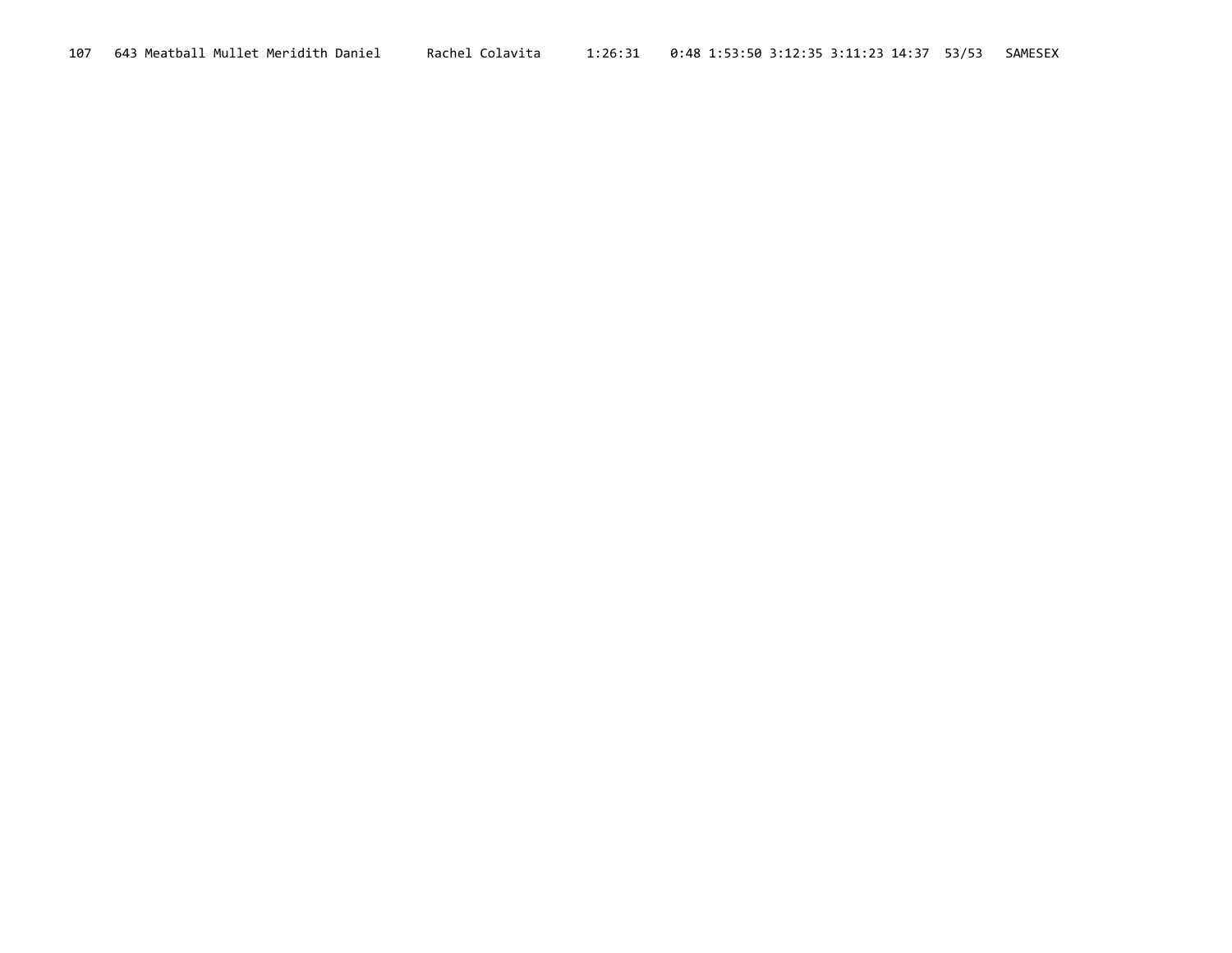```
107   643 Meatball Mullet Meridith Daniel      Rachel Colavita      1:26:31    0:48 1:53:50 3:12:35 3:11:23 14:37  53/53   SAMESEX
```